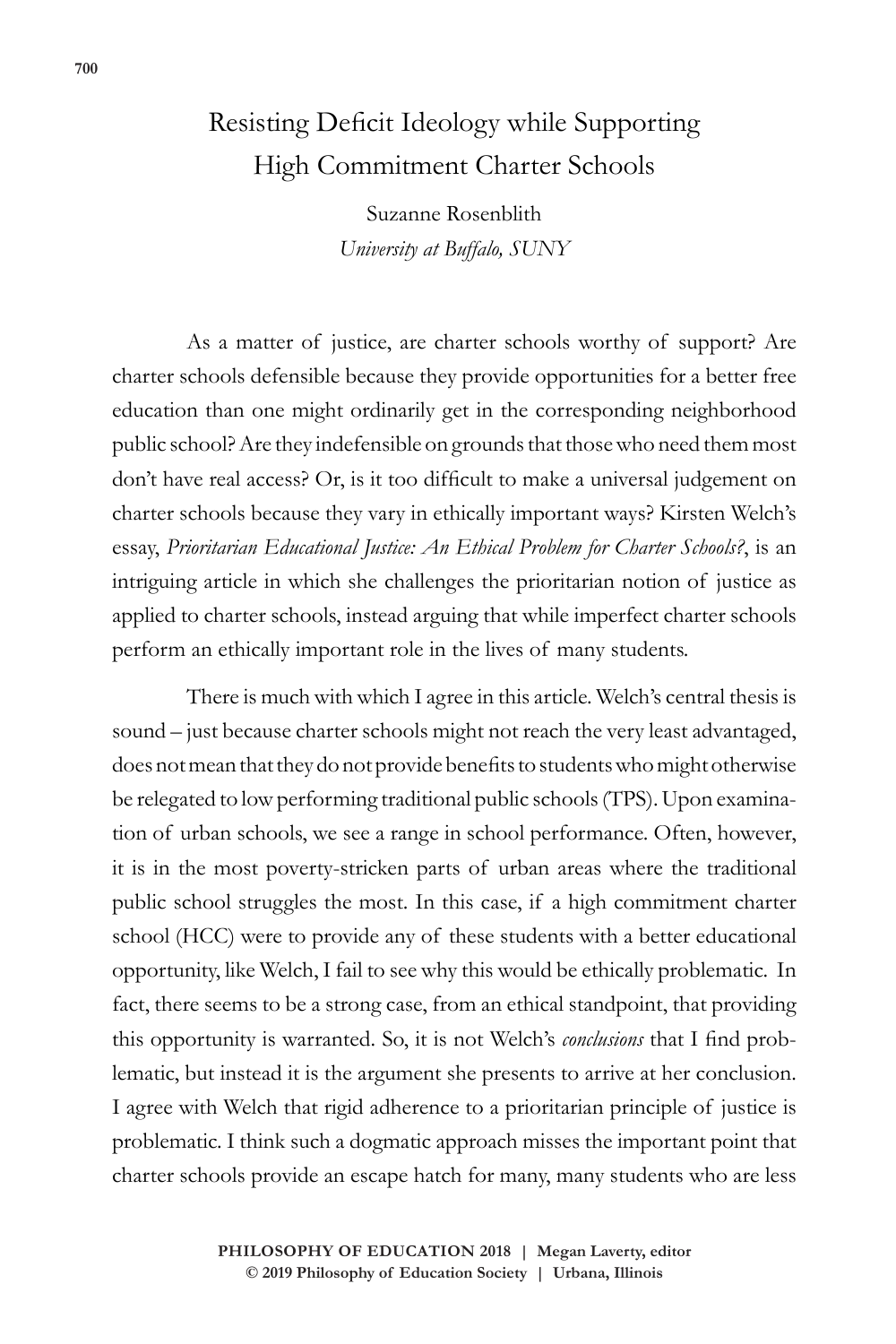# Resisting Deficit Ideology while Supporting High Commitment Charter Schools

Suzanne Rosenblith
*University at Buffalo, SUNY*

As a matter of justice, are charter schools worthy of support? Are charter schools defensible because they provide opportunities for a better free education than one might ordinarily get in the corresponding neighborhood public school? Are they indefensible on grounds that those who need them most don't have real access? Or, is it too difficult to make a universal judgement on charter schools because they vary in ethically important ways? Kirsten Welch's essay, *Prioritarian Educational Justice: An Ethical Problem for Charter Schools?*, is an intriguing article in which she challenges the prioritarian notion of justice as applied to charter schools, instead arguing that while imperfect charter schools perform an ethically important role in the lives of many students.

There is much with which I agree in this article. Welch's central thesis is sound – just because charter schools might not reach the very least advantaged, does not mean that they do not provide benefits to students who might otherwise be relegated to low performing traditional public schools (TPS). Upon examination of urban schools, we see a range in school performance. Often, however, it is in the most poverty-stricken parts of urban areas where the traditional public school struggles the most. In this case, if a high commitment charter school (HCC) were to provide any of these students with a better educational opportunity, like Welch, I fail to see why this would be ethically problematic. In fact, there seems to be a strong case, from an ethical standpoint, that providing this opportunity is warranted. So, it is not Welch's *conclusions* that I find problematic, but instead it is the argument she presents to arrive at her conclusion. I agree with Welch that rigid adherence to a prioritarian principle of justice is problematic. I think such a dogmatic approach misses the important point that charter schools provide an escape hatch for many, many students who are less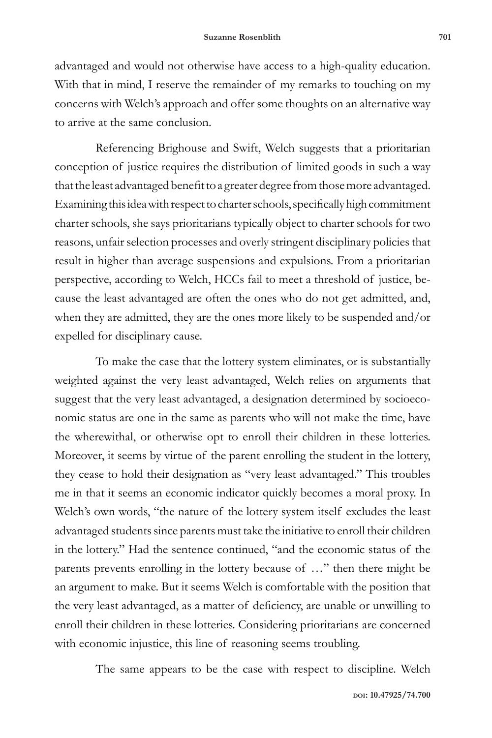advantaged and would not otherwise have access to a high-quality education. With that in mind, I reserve the remainder of my remarks to touching on my concerns with Welch's approach and offer some thoughts on an alternative way to arrive at the same conclusion.

Referencing Brighouse and Swift, Welch suggests that a prioritarian conception of justice requires the distribution of limited goods in such a way that the least advantaged benefit to a greater degree from those more advantaged. Examining this idea with respect to charter schools, specifically high commitment charter schools, she says prioritarians typically object to charter schools for two reasons, unfair selection processes and overly stringent disciplinary policies that result in higher than average suspensions and expulsions. From a prioritarian perspective, according to Welch, HCCs fail to meet a threshold of justice, because the least advantaged are often the ones who do not get admitted, and, when they are admitted, they are the ones more likely to be suspended and/or expelled for disciplinary cause.

To make the case that the lottery system eliminates, or is substantially weighted against the very least advantaged, Welch relies on arguments that suggest that the very least advantaged, a designation determined by socioeconomic status are one in the same as parents who will not make the time, have the wherewithal, or otherwise opt to enroll their children in these lotteries. Moreover, it seems by virtue of the parent enrolling the student in the lottery, they cease to hold their designation as "very least advantaged." This troubles me in that it seems an economic indicator quickly becomes a moral proxy. In Welch's own words, "the nature of the lottery system itself excludes the least advantaged students since parents must take the initiative to enroll their children in the lottery." Had the sentence continued, "and the economic status of the parents prevents enrolling in the lottery because of …" then there might be an argument to make. But it seems Welch is comfortable with the position that the very least advantaged, as a matter of deficiency, are unable or unwilling to enroll their children in these lotteries. Considering prioritarians are concerned with economic injustice, this line of reasoning seems troubling.

The same appears to be the case with respect to discipline. Welch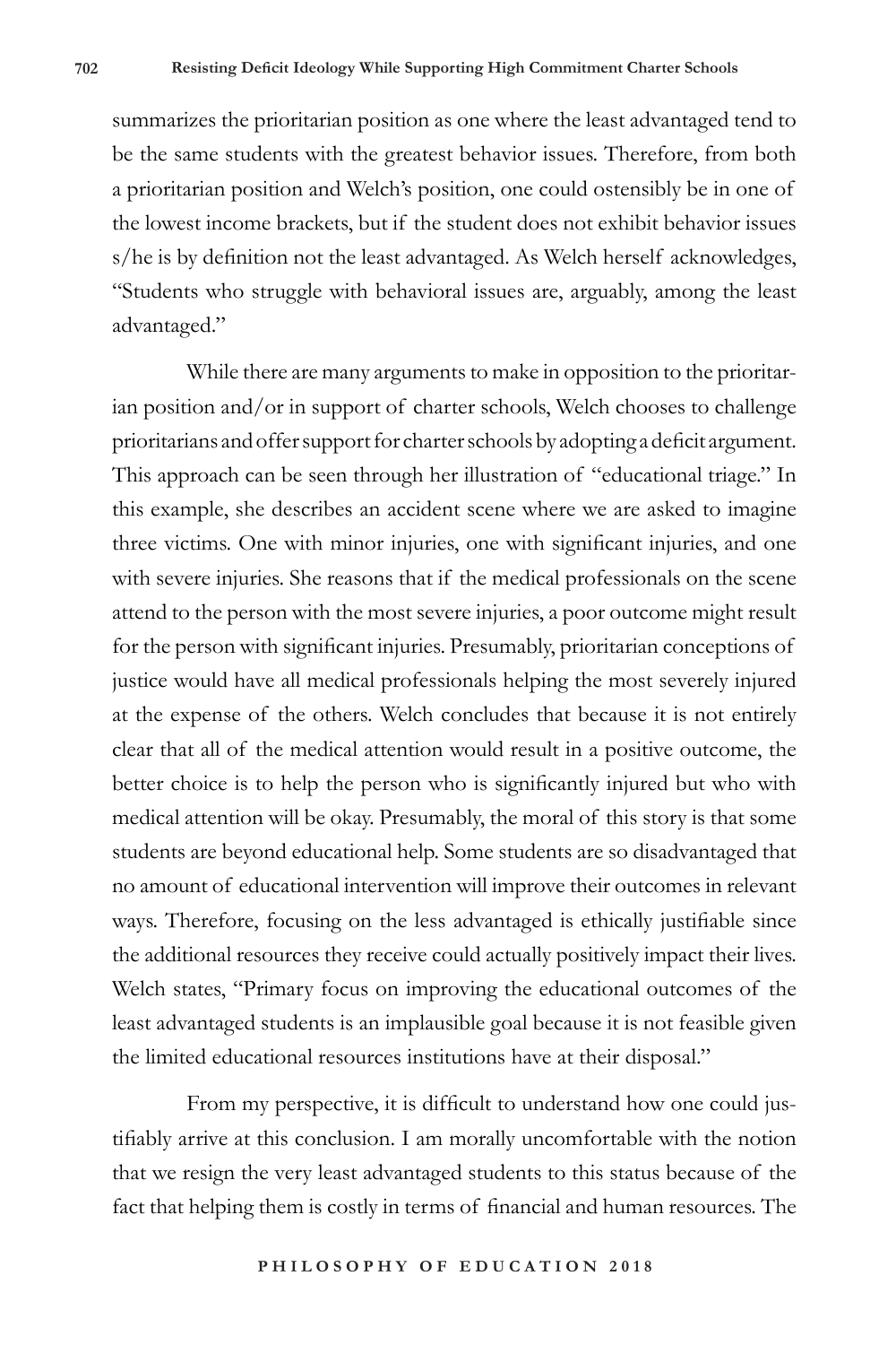summarizes the prioritarian position as one where the least advantaged tend to be the same students with the greatest behavior issues. Therefore, from both a prioritarian position and Welch's position, one could ostensibly be in one of the lowest income brackets, but if the student does not exhibit behavior issues s/he is by definition not the least advantaged. As Welch herself acknowledges, "Students who struggle with behavioral issues are, arguably, among the least advantaged."

While there are many arguments to make in opposition to the prioritarian position and/or in support of charter schools, Welch chooses to challenge prioritarians and offer support for charter schools by adopting a deficit argument. This approach can be seen through her illustration of "educational triage." In this example, she describes an accident scene where we are asked to imagine three victims. One with minor injuries, one with significant injuries, and one with severe injuries. She reasons that if the medical professionals on the scene attend to the person with the most severe injuries, a poor outcome might result for the person with significant injuries. Presumably, prioritarian conceptions of justice would have all medical professionals helping the most severely injured at the expense of the others. Welch concludes that because it is not entirely clear that all of the medical attention would result in a positive outcome, the better choice is to help the person who is significantly injured but who with medical attention will be okay. Presumably, the moral of this story is that some students are beyond educational help. Some students are so disadvantaged that no amount of educational intervention will improve their outcomes in relevant ways. Therefore, focusing on the less advantaged is ethically justifiable since the additional resources they receive could actually positively impact their lives. Welch states, "Primary focus on improving the educational outcomes of the least advantaged students is an implausible goal because it is not feasible given the limited educational resources institutions have at their disposal."

From my perspective, it is difficult to understand how one could justifiably arrive at this conclusion. I am morally uncomfortable with the notion that we resign the very least advantaged students to this status because of the fact that helping them is costly in terms of financial and human resources. The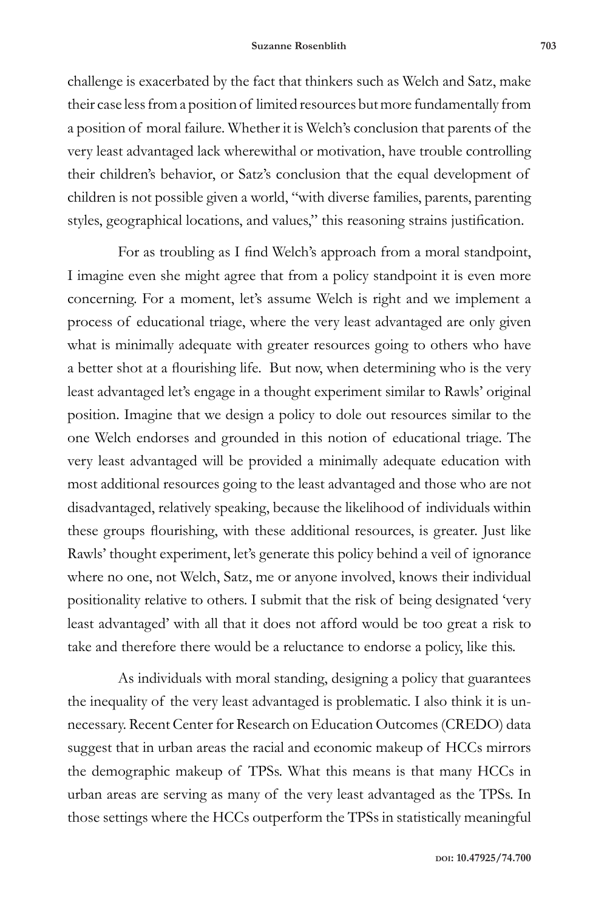challenge is exacerbated by the fact that thinkers such as Welch and Satz, make their case less from a position of limited resources but more fundamentally from a position of moral failure. Whether it is Welch's conclusion that parents of the very least advantaged lack wherewithal or motivation, have trouble controlling their children's behavior, or Satz's conclusion that the equal development of children is not possible given a world, "with diverse families, parents, parenting styles, geographical locations, and values," this reasoning strains justification.

For as troubling as I find Welch's approach from a moral standpoint, I imagine even she might agree that from a policy standpoint it is even more concerning. For a moment, let's assume Welch is right and we implement a process of educational triage, where the very least advantaged are only given what is minimally adequate with greater resources going to others who have a better shot at a flourishing life. But now, when determining who is the very least advantaged let's engage in a thought experiment similar to Rawls' original position. Imagine that we design a policy to dole out resources similar to the one Welch endorses and grounded in this notion of educational triage. The very least advantaged will be provided a minimally adequate education with most additional resources going to the least advantaged and those who are not disadvantaged, relatively speaking, because the likelihood of individuals within these groups flourishing, with these additional resources, is greater. Just like Rawls' thought experiment, let's generate this policy behind a veil of ignorance where no one, not Welch, Satz, me or anyone involved, knows their individual positionality relative to others. I submit that the risk of being designated 'very least advantaged' with all that it does not afford would be too great a risk to take and therefore there would be a reluctance to endorse a policy, like this.

As individuals with moral standing, designing a policy that guarantees the inequality of the very least advantaged is problematic. I also think it is unnecessary. Recent Center for Research on Education Outcomes (CREDO) data suggest that in urban areas the racial and economic makeup of HCCs mirrors the demographic makeup of TPSs. What this means is that many HCCs in urban areas are serving as many of the very least advantaged as the TPSs. In those settings where the HCCs outperform the TPSs in statistically meaningful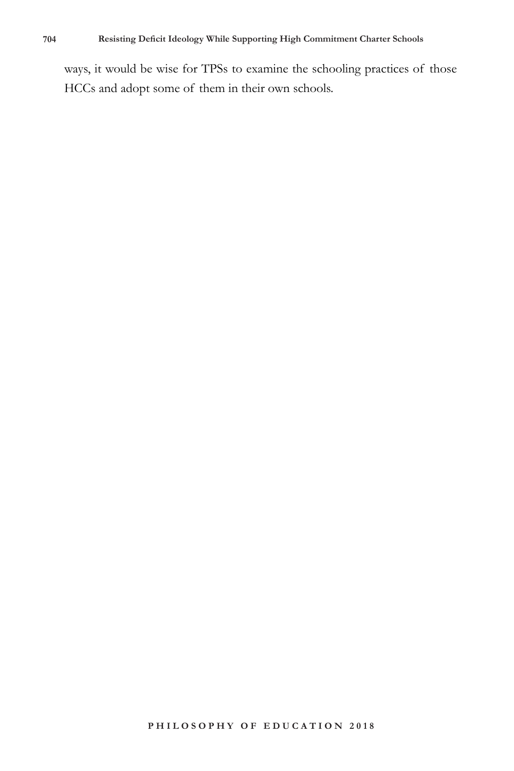ways, it would be wise for TPSs to examine the schooling practices of those HCCs and adopt some of them in their own schools.